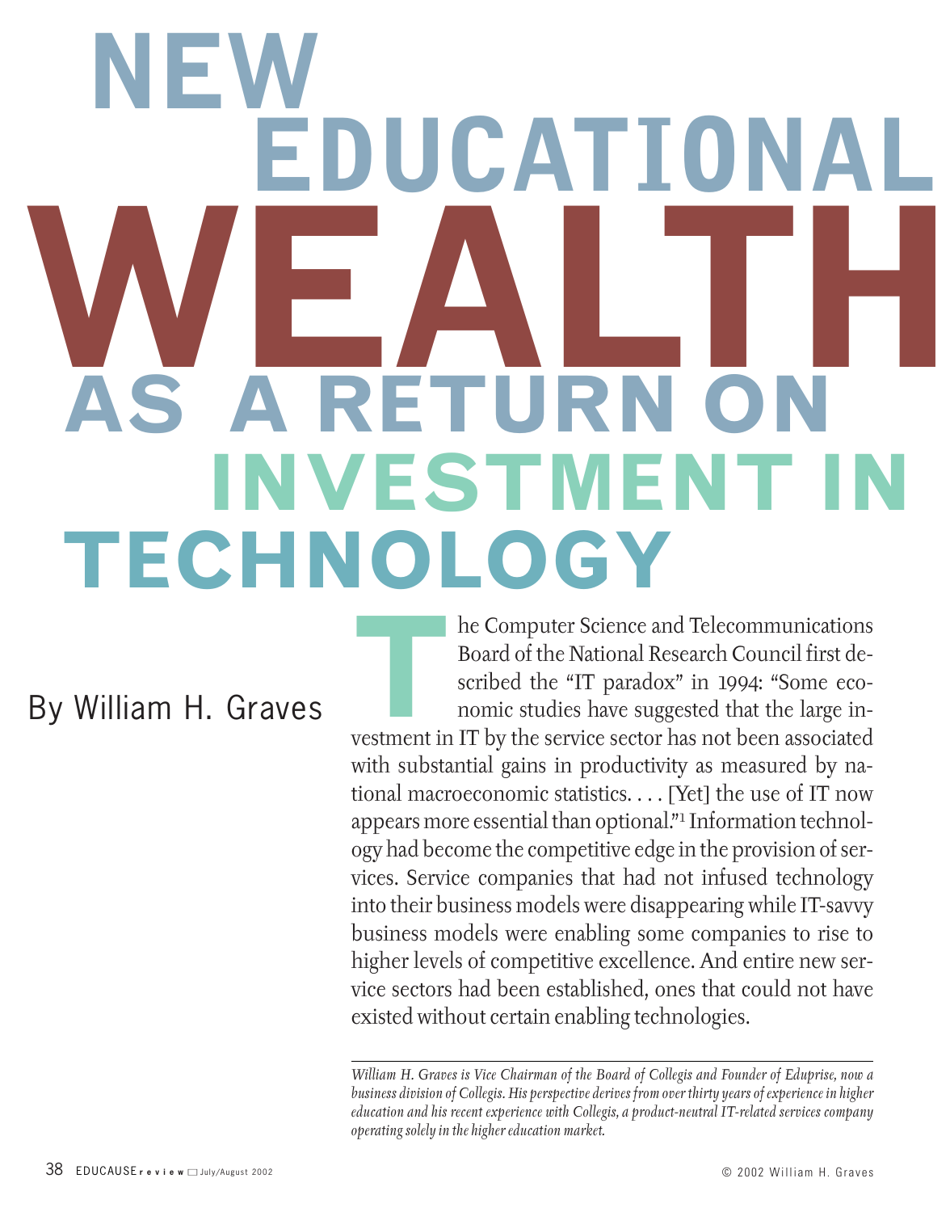# NEW EDUCATIONAL WEALTH AS A RETURN ON INVESTMENT IN TECHNOLOGY

By William H. Graves

The Computer Science and Telecommunications Board of the National Research Council first described the "IT paradox" in 1994: "Some economic studies have suggested that the large investment in IT by the service sector has not been associated with substantial gains in productivity as measured by national macroeconomic statistics. . . . [Yet] the use of IT now appears more essential than optional."[1] Information technology had become the competitive edge in the provision of services. Service companies that had not infused technology into their business models were disappearing while IT-savvy business models were enabling some companies to rise to higher levels of competitive excellence. And entire new service sectors had been established, ones that could not have existed without certain enabling technologies.

---

*William H. Graves is Vice Chairman of the Board of Collegis and Founder of Eduprise, now a business division of Collegis. His perspective derives from over thirty years of experience in higher education and his recent experience with Collegis, a product-neutral IT-related services company operating solely in the higher education market.*

© 2002 William H. Graves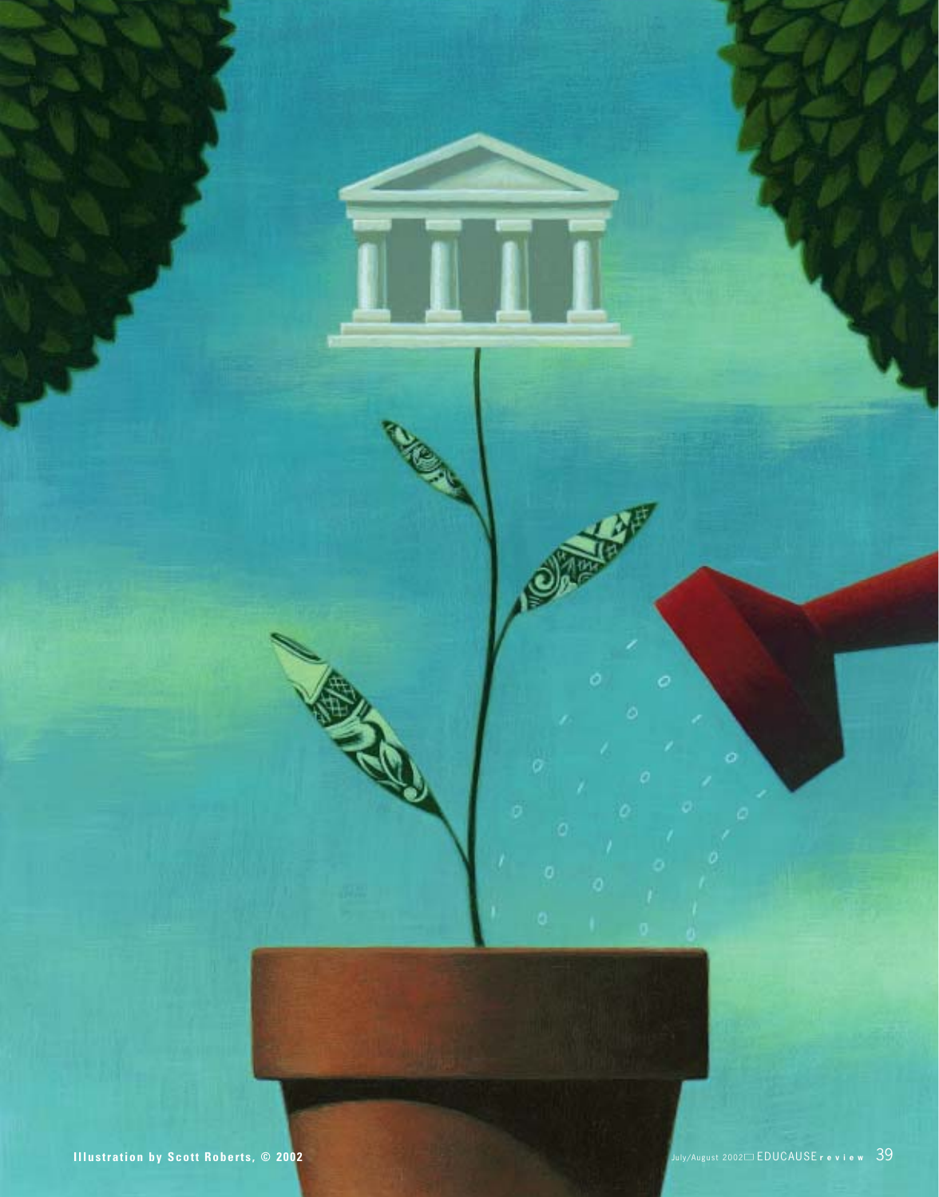Illustration by Scott Roberts, © 2002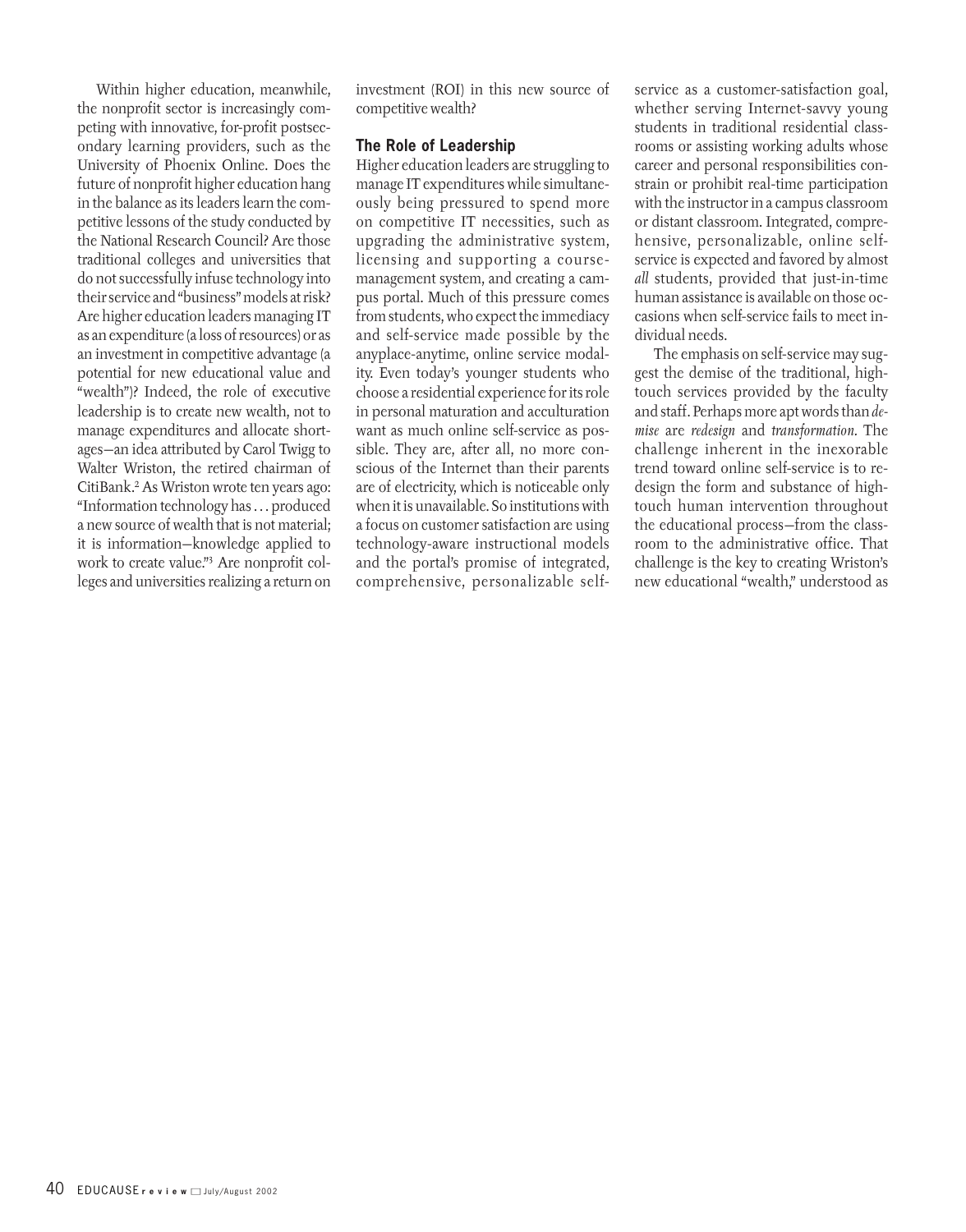Within higher education, meanwhile, the nonprofit sector is increasingly competing with innovative, for-profit postsecondary learning providers, such as the University of Phoenix Online. Does the future of nonprofit higher education hang in the balance as its leaders learn the competitive lessons of the study conducted by the National Research Council? Are those traditional colleges and universities that do not successfully infuse technology into their service and "business" models at risk? Are higher education leaders managing IT as an expenditure (a loss of resources) or as an investment in competitive advantage (a potential for new educational value and "wealth")? Indeed, the role of executive leadership is to create new wealth, not to manage expenditures and allocate shortages—an idea attributed by Carol Twigg to Walter Wriston, the retired chairman of CitiBank.[2] As Wriston wrote ten years ago: "Information technology has . . . produced a new source of wealth that is not material; it is information—knowledge applied to work to create value."[3] Are nonprofit colleges and universities realizing a return on investment (ROI) in this new source of competitive wealth?

### The Role of Leadership

Higher education leaders are struggling to manage IT expenditures while simultaneously being pressured to spend more on competitive IT necessities, such as upgrading the administrative system, licensing and supporting a course-management system, and creating a campus portal. Much of this pressure comes from students, who expect the immediacy and self-service made possible by the anyplace-anytime, online service modality. Even today's younger students who choose a residential experience for its role in personal maturation and acculturation want as much online self-service as possible. They are, after all, no more conscious of the Internet than their parents are of electricity, which is noticeable only when it is unavailable. So institutions with a focus on customer satisfaction are using technology-aware instructional models and the portal's promise of integrated, comprehensive, personalizable self-service as a customer-satisfaction goal, whether serving Internet-savvy young students in traditional residential classrooms or assisting working adults whose career and personal responsibilities constrain or prohibit real-time participation with the instructor in a campus classroom or distant classroom. Integrated, comprehensive, personalizable, online self-service is expected and favored by almost *all* students, provided that just-in-time human assistance is available on those occasions when self-service fails to meet individual needs.

The emphasis on self-service may suggest the demise of the traditional, high-touch services provided by the faculty and staff. Perhaps more apt words than *demise* are *redesign* and *transformation*. The challenge inherent in the inexorable trend toward online self-service is to redesign the form and substance of high-touch human intervention throughout the educational process—from the classroom to the administrative office. That challenge is the key to creating Wriston's new educational "wealth," understood as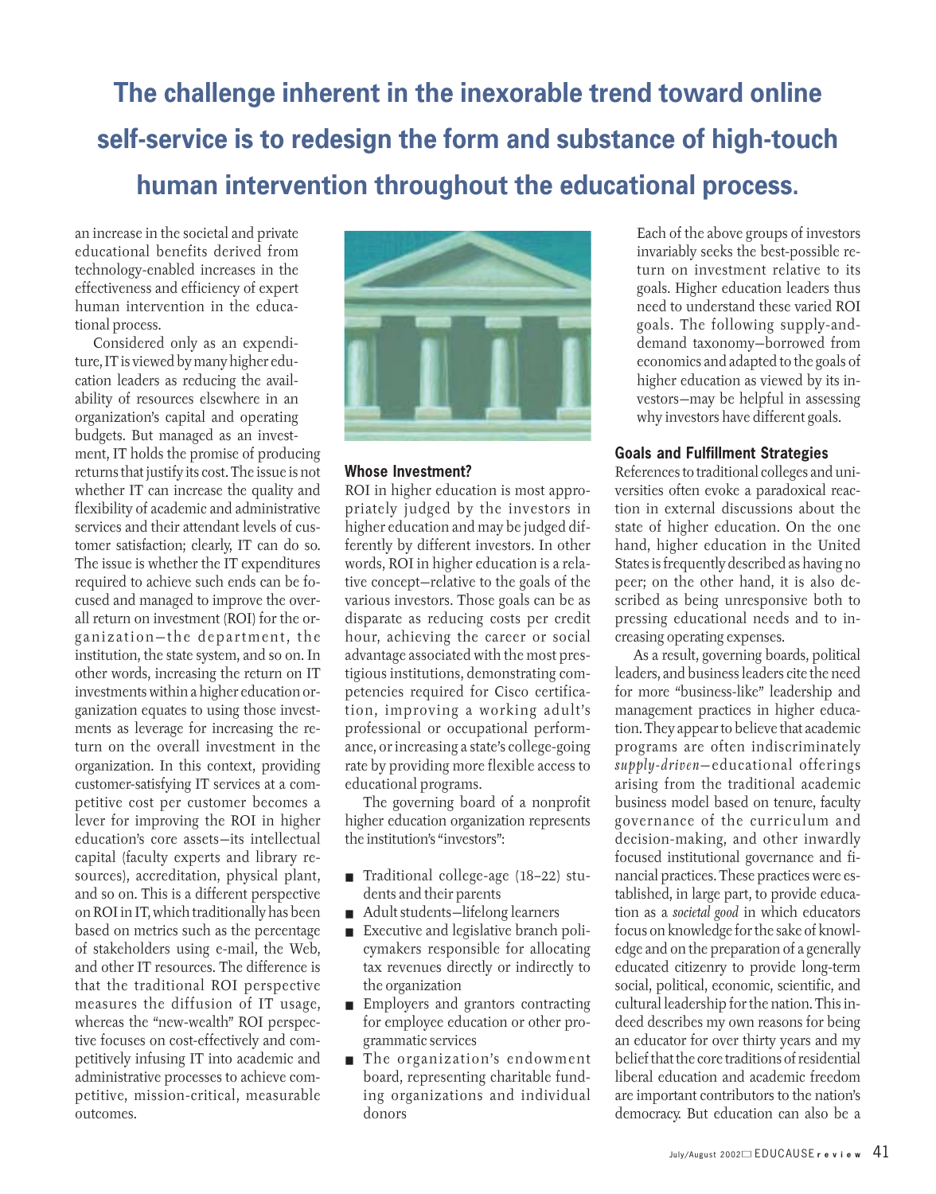**The challenge inherent in the inexorable trend toward online self-service is to redesign the form and substance of high-touch human intervention throughout the educational process.**

an increase in the societal and private educational benefits derived from technology-enabled increases in the effectiveness and efficiency of expert human intervention in the educational process.

Considered only as an expenditure, IT is viewed by many higher education leaders as reducing the availability of resources elsewhere in an organization's capital and operating budgets. But managed as an investment, IT holds the promise of producing returns that justify its cost. The issue is not whether IT can increase the quality and flexibility of academic and administrative services and their attendant levels of customer satisfaction; clearly, IT can do so. The issue is whether the IT expenditures required to achieve such ends can be focused and managed to improve the overall return on investment (ROI) for the organization—the department, the institution, the state system, and so on. In other words, increasing the return on IT investments within a higher education organization equates to using those investments as leverage for increasing the return on the overall investment in the organization. In this context, providing customer-satisfying IT services at a competitive cost per customer becomes a lever for improving the ROI in higher education's core assets—its intellectual capital (faculty experts and library resources), accreditation, physical plant, and so on. This is a different perspective on ROI in IT, which traditionally has been based on metrics such as the percentage of stakeholders using e-mail, the Web, and other IT resources. The difference is that the traditional ROI perspective measures the diffusion of IT usage, whereas the "new-wealth" ROI perspective focuses on cost-effectively and competitively infusing IT into academic and administrative processes to achieve competitive, mission-critical, measurable outcomes.

### Whose Investment?

ROI in higher education is most appropriately judged by the investors in higher education and may be judged differently by different investors. In other words, ROI in higher education is a relative concept—relative to the goals of the various investors. Those goals can be as disparate as reducing costs per credit hour, achieving the career or social advantage associated with the most prestigious institutions, demonstrating competencies required for Cisco certification, improving a working adult's professional or occupational performance, or increasing a state's college-going rate by providing more flexible access to educational programs.

The governing board of a nonprofit higher education organization represents the institution's "investors":

- Traditional college-age (18–22) students and their parents
- Adult students—lifelong learners
- Executive and legislative branch policymakers responsible for allocating tax revenues directly or indirectly to the organization
- Employers and grantors contracting for employee education or other programmatic services
- The organization's endowment board, representing charitable funding organizations and individual donors

Each of the above groups of investors invariably seeks the best-possible return on investment relative to its goals. Higher education leaders thus need to understand these varied ROI goals. The following supply-and-demand taxonomy—borrowed from economics and adapted to the goals of higher education as viewed by its investors—may be helpful in assessing why investors have different goals.

### Goals and Fulfillment Strategies

References to traditional colleges and universities often evoke a paradoxical reaction in external discussions about the state of higher education. On the one hand, higher education in the United States is frequently described as having no peer; on the other hand, it is also described as being unresponsive both to pressing educational needs and to increasing operating expenses.

As a result, governing boards, political leaders, and business leaders cite the need for more "business-like" leadership and management practices in higher education. They appear to believe that academic programs are often indiscriminately *supply-driven*—educational offerings arising from the traditional academic business model based on tenure, faculty governance of the curriculum and decision-making, and other inwardly focused institutional governance and financial practices. These practices were established, in large part, to provide education as a *societal good* in which educators focus on knowledge for the sake of knowledge and on the preparation of a generally educated citizenry to provide long-term social, political, economic, scientific, and cultural leadership for the nation. This indeed describes my own reasons for being an educator for over thirty years and my belief that the core traditions of residential liberal education and academic freedom are important contributors to the nation's democracy. But education can also be a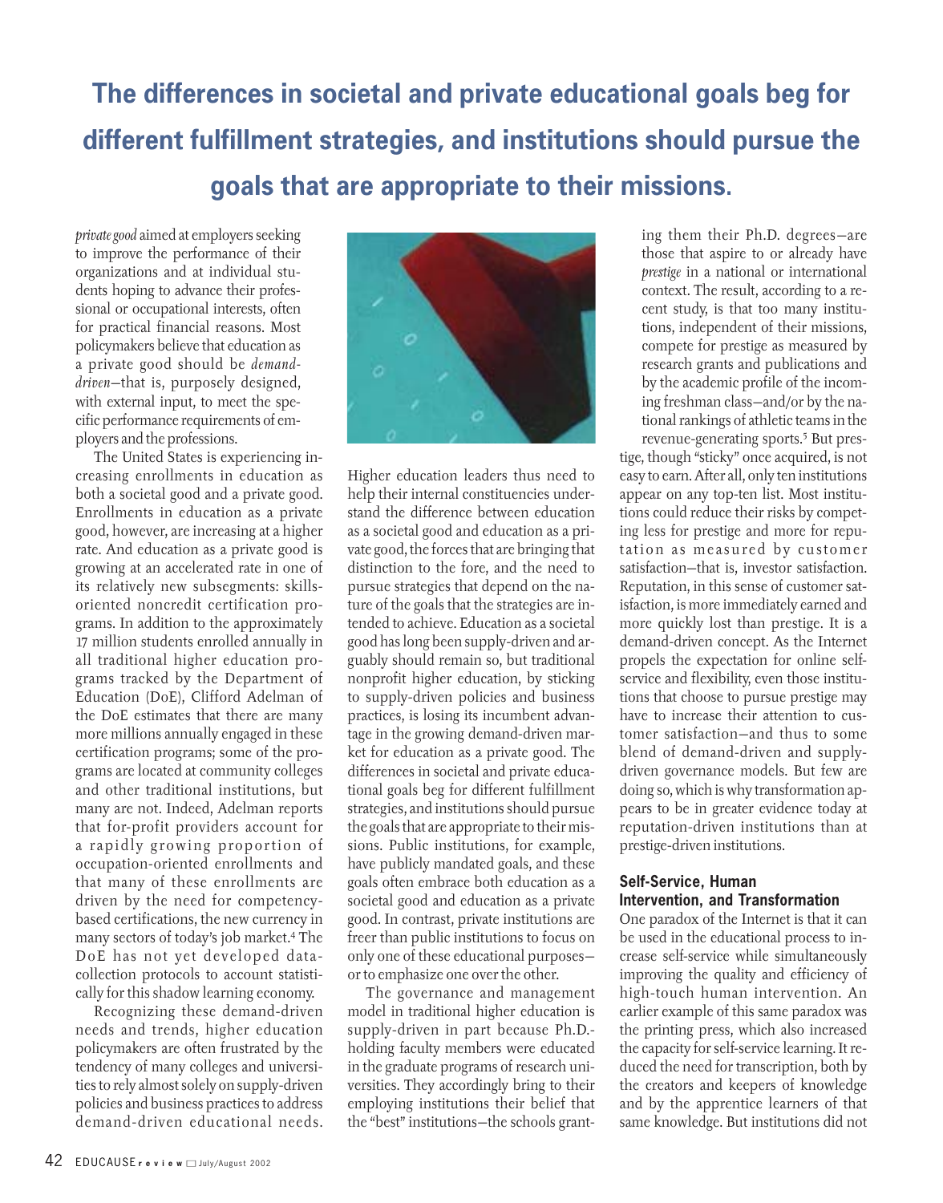**The differences in societal and private educational goals beg for different fulfillment strategies, and institutions should pursue the goals that are appropriate to their missions.**

*private good* aimed at employers seeking to improve the performance of their organizations and at individual students hoping to advance their professional or occupational interests, often for practical financial reasons. Most policymakers believe that education as a private good should be *demand-driven*—that is, purposely designed, with external input, to meet the specific performance requirements of employers and the professions.

The United States is experiencing increasing enrollments in education as both a societal good and a private good. Enrollments in education as a private good, however, are increasing at a higher rate. And education as a private good is growing at an accelerated rate in one of its relatively new subsegments: skills-oriented noncredit certification programs. In addition to the approximately 17 million students enrolled annually in all traditional higher education programs tracked by the Department of Education (DoE), Clifford Adelman of the DoE estimates that there are many more millions annually engaged in these certification programs; some of the programs are located at community colleges and other traditional institutions, but many are not. Indeed, Adelman reports that for-profit providers account for a rapidly growing proportion of occupation-oriented enrollments and that many of these enrollments are driven by the need for competency-based certifications, the new currency in many sectors of today's job market.[4] The DoE has not yet developed data-collection protocols to account statistically for this shadow learning economy.

Recognizing these demand-driven needs and trends, higher education policymakers are often frustrated by the tendency of many colleges and universities to rely almost solely on supply-driven policies and business practices to address demand-driven educational needs. Higher education leaders thus need to help their internal constituencies understand the difference between education as a societal good and education as a private good, the forces that are bringing that distinction to the fore, and the need to pursue strategies that depend on the nature of the goals that the strategies are intended to achieve. Education as a societal good has long been supply-driven and arguably should remain so, but traditional nonprofit higher education, by sticking to supply-driven policies and business practices, is losing its incumbent advantage in the growing demand-driven market for education as a private good. The differences in societal and private educational goals beg for different fulfillment strategies, and institutions should pursue the goals that are appropriate to their missions. Public institutions, for example, have publicly mandated goals, and these goals often embrace both education as a societal good and education as a private good. In contrast, private institutions are freer than public institutions to focus on only one of these educational purposes—or to emphasize one over the other.

The governance and management model in traditional higher education is supply-driven in part because Ph.D.-holding faculty members were educated in the graduate programs of research universities. They accordingly bring to their employing institutions their belief that the "best" institutions—the schools granting them their Ph.D. degrees—are those that aspire to or already have *prestige* in a national or international context. The result, according to a recent study, is that too many institutions, independent of their missions, compete for prestige as measured by research grants and publications and by the academic profile of the incoming freshman class—and/or by the national rankings of athletic teams in the revenue-generating sports.[5] But prestige, though "sticky" once acquired, is not easy to earn. After all, only ten institutions appear on any top-ten list. Most institutions could reduce their risks by competing less for prestige and more for reputation as measured by customer satisfaction—that is, investor satisfaction. Reputation, in this sense of customer satisfaction, is more immediately earned and more quickly lost than prestige. It is a demand-driven concept. As the Internet propels the expectation for online self-service and flexibility, even those institutions that choose to pursue prestige may have to increase their attention to customer satisfaction—and thus to some blend of demand-driven and supply-driven governance models. But few are doing so, which is why transformation appears to be in greater evidence today at reputation-driven institutions than at prestige-driven institutions.

### Self-Service, Human Intervention, and Transformation

One paradox of the Internet is that it can be used in the educational process to increase self-service while simultaneously improving the quality and efficiency of high-touch human intervention. An earlier example of this same paradox was the printing press, which also increased the capacity for self-service learning. It reduced the need for transcription, both by the creators and keepers of knowledge and by the apprentice learners of that same knowledge. But institutions did not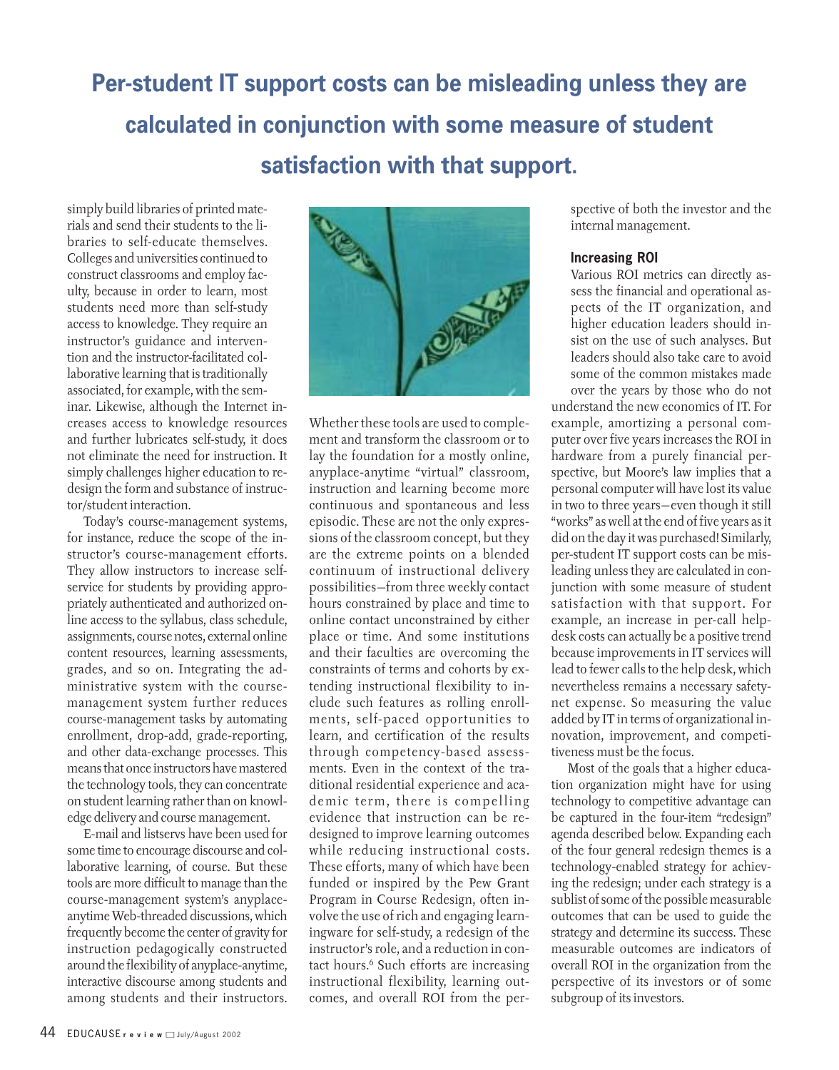**Per-student IT support costs can be misleading unless they are calculated in conjunction with some measure of student satisfaction with that support.**

simply build libraries of printed materials and send their students to the libraries to self-educate themselves. Colleges and universities continued to construct classrooms and employ faculty, because in order to learn, most students need more than self-study access to knowledge. They require an instructor's guidance and intervention and the instructor-facilitated collaborative learning that is traditionally associated, for example, with the seminar. Likewise, although the Internet increases access to knowledge resources and further lubricates self-study, it does not eliminate the need for instruction. It simply challenges higher education to redesign the form and substance of instructor/student interaction.

Today's course-management systems, for instance, reduce the scope of the instructor's course-management efforts. They allow instructors to increase self-service for students by providing appropriately authenticated and authorized online access to the syllabus, class schedule, assignments, course notes, external online content resources, learning assessments, grades, and so on. Integrating the administrative system with the course-management system further reduces course-management tasks by automating enrollment, drop-add, grade-reporting, and other data-exchange processes. This means that once instructors have mastered the technology tools, they can concentrate on student learning rather than on knowledge delivery and course management.

E-mail and listservs have been used for some time to encourage discourse and collaborative learning, of course. But these tools are more difficult to manage than the course-management system's anyplace-anytime Web-threaded discussions, which frequently become the center of gravity for instruction pedagogically constructed around the flexibility of anyplace-anytime, interactive discourse among students and among students and their instructors. Whether these tools are used to complement and transform the classroom or to lay the foundation for a mostly online, anyplace-anytime "virtual" classroom, instruction and learning become more continuous and spontaneous and less episodic. These are not the only expressions of the classroom concept, but they are the extreme points on a blended continuum of instructional delivery possibilities—from three weekly contact hours constrained by place and time to online contact unconstrained by either place or time. And some institutions and their faculties are overcoming the constraints of terms and cohorts by extending instructional flexibility to include such features as rolling enrollments, self-paced opportunities to learn, and certification of the results through competency-based assessments. Even in the context of the traditional residential experience and academic term, there is compelling evidence that instruction can be redesigned to improve learning outcomes while reducing instructional costs. These efforts, many of which have been funded or inspired by the Pew Grant Program in Course Redesign, often involve the use of rich and engaging learningware for self-study, a redesign of the instructor's role, and a reduction in contact hours.[6] Such efforts are increasing instructional flexibility, learning outcomes, and overall ROI from the perspective of both the investor and the internal management.

### Increasing ROI

Various ROI metrics can directly assess the financial and operational aspects of the IT organization, and higher education leaders should insist on the use of such analyses. But leaders should also take care to avoid some of the common mistakes made over the years by those who do not understand the new economics of IT. For example, amortizing a personal computer over five years increases the ROI in hardware from a purely financial perspective, but Moore's law implies that a personal computer will have lost its value in two to three years—even though it still "works" as well at the end of five years as it did on the day it was purchased! Similarly, per-student IT support costs can be misleading unless they are calculated in conjunction with some measure of student satisfaction with that support. For example, an increase in per-call help-desk costs can actually be a positive trend because improvements in IT services will lead to fewer calls to the help desk, which nevertheless remains a necessary safety-net expense. So measuring the value added by IT in terms of organizational innovation, improvement, and competitiveness must be the focus.

Most of the goals that a higher education organization might have for using technology to competitive advantage can be captured in the four-item "redesign" agenda described below. Expanding each of the four general redesign themes is a technology-enabled strategy for achieving the redesign; under each strategy is a sublist of some of the possible measurable outcomes that can be used to guide the strategy and determine its success. These measurable outcomes are indicators of overall ROI in the organization from the perspective of its investors or of some subgroup of its investors.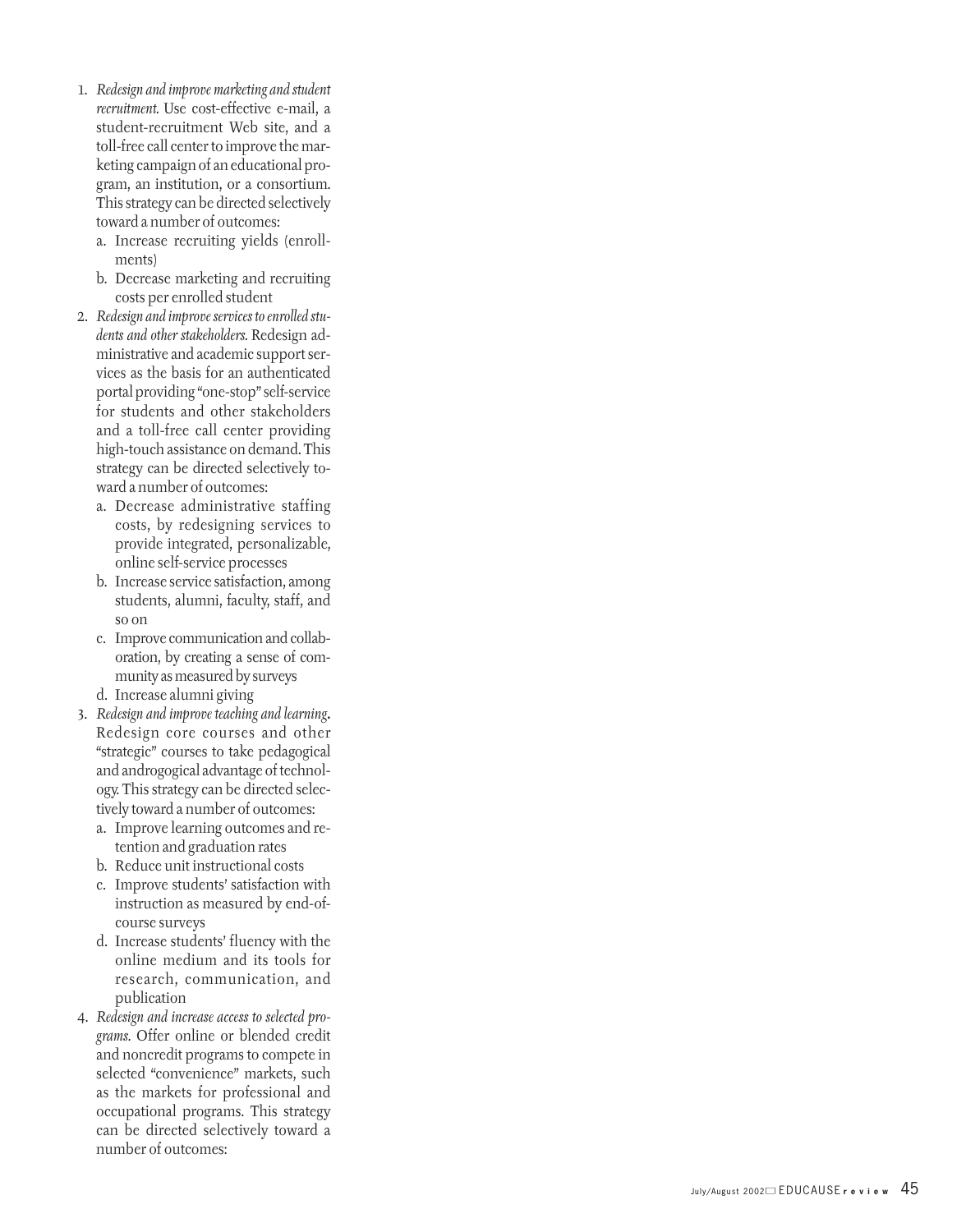1. *Redesign and improve marketing and student recruitment.* Use cost-effective e-mail, a student-recruitment Web site, and a toll-free call center to improve the marketing campaign of an educational program, an institution, or a consortium. This strategy can be directed selectively toward a number of outcomes:
   a. Increase recruiting yields (enrollments)
   b. Decrease marketing and recruiting costs per enrolled student
2. *Redesign and improve services to enrolled students and other stakeholders.* Redesign administrative and academic support services as the basis for an authenticated portal providing "one-stop" self-service for students and other stakeholders and a toll-free call center providing high-touch assistance on demand. This strategy can be directed selectively toward a number of outcomes:
   a. Decrease administrative staffing costs, by redesigning services to provide integrated, personalizable, online self-service processes
   b. Increase service satisfaction, among students, alumni, faculty, staff, and so on
   c. Improve communication and collaboration, by creating a sense of community as measured by surveys
   d. Increase alumni giving
3. *Redesign and improve teaching and learning.* Redesign core courses and other "strategic" courses to take pedagogical and androgogical advantage of technology. This strategy can be directed selectively toward a number of outcomes:
   a. Improve learning outcomes and retention and graduation rates
   b. Reduce unit instructional costs
   c. Improve students' satisfaction with instruction as measured by end-of-course surveys
   d. Increase students' fluency with the online medium and its tools for research, communication, and publication
4. *Redesign and increase access to selected programs.* Offer online or blended credit and noncredit programs to compete in selected "convenience" markets, such as the markets for professional and occupational programs. This strategy can be directed selectively toward a number of outcomes: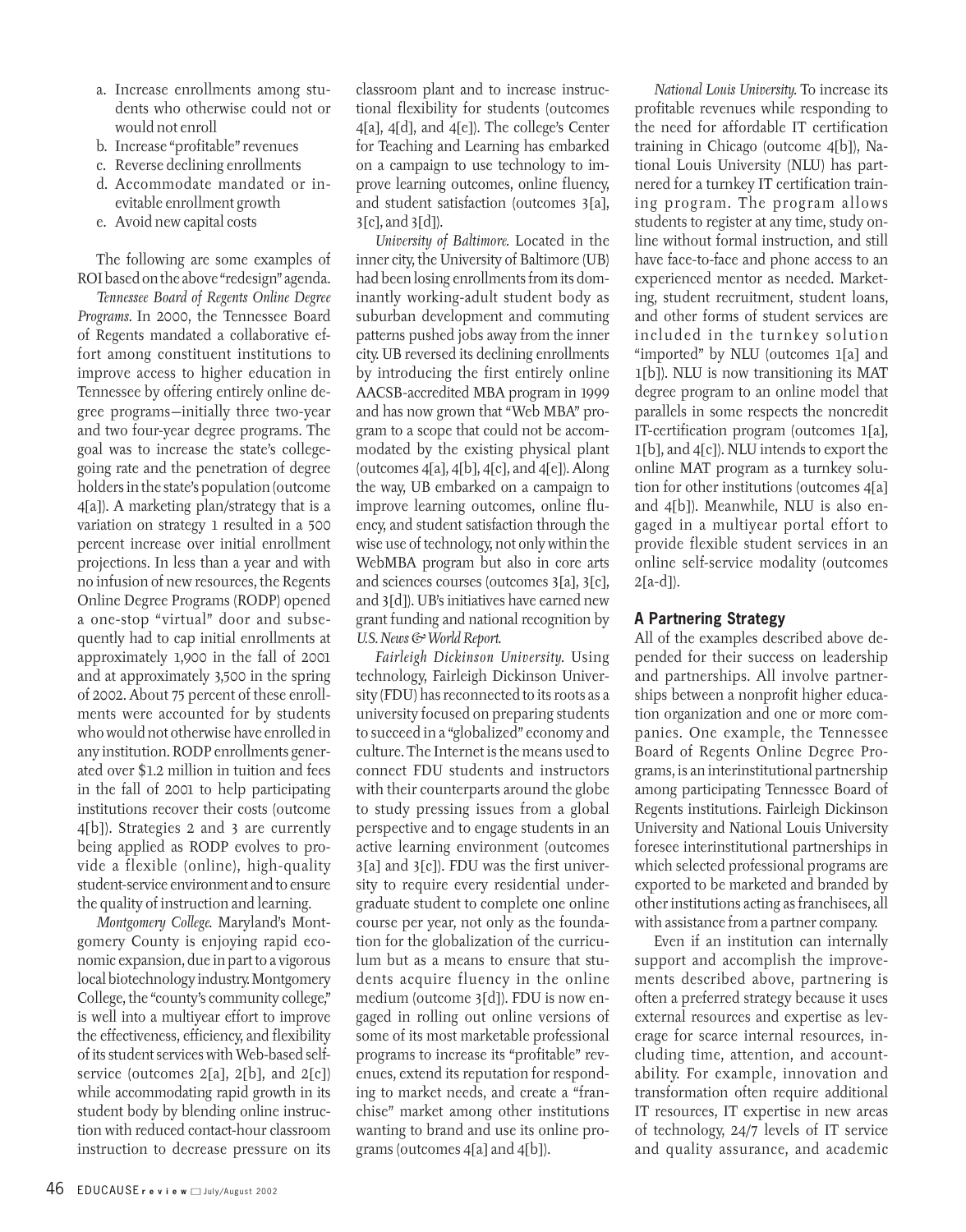a. Increase enrollments among students who otherwise could not or would not enroll
b. Increase "profitable" revenues
c. Reverse declining enrollments
d. Accommodate mandated or inevitable enrollment growth
e. Avoid new capital costs

The following are some examples of ROI based on the above "redesign" agenda.

*Tennessee Board of Regents Online Degree Programs.* In 2000, the Tennessee Board of Regents mandated a collaborative effort among constituent institutions to improve access to higher education in Tennessee by offering entirely online degree programs—initially three two-year and two four-year degree programs. The goal was to increase the state's college-going rate and the penetration of degree holders in the state's population (outcome 4[a]). A marketing plan/strategy that is a variation on strategy 1 resulted in a 500 percent increase over initial enrollment projections. In less than a year and with no infusion of new resources, the Regents Online Degree Programs (RODP) opened a one-stop "virtual" door and subsequently had to cap initial enrollments at approximately 1,900 in the fall of 2001 and at approximately 3,500 in the spring of 2002. About 75 percent of these enrollments were accounted for by students who would not otherwise have enrolled in any institution. RODP enrollments generated over $1.2 million in tuition and fees in the fall of 2001 to help participating institutions recover their costs (outcome 4[b]). Strategies 2 and 3 are currently being applied as RODP evolves to provide a flexible (online), high-quality student-service environment and to ensure the quality of instruction and learning.

*Montgomery College.* Maryland's Montgomery County is enjoying rapid economic expansion, due in part to a vigorous local biotechnology industry. Montgomery College, the "county's community college," is well into a multiyear effort to improve the effectiveness, efficiency, and flexibility of its student services with Web-based self-service (outcomes 2[a], 2[b], and 2[c]) while accommodating rapid growth in its student body by blending online instruction with reduced contact-hour classroom instruction to decrease pressure on its classroom plant and to increase instructional flexibility for students (outcomes 4[a], 4[d], and 4[e]). The college's Center for Teaching and Learning has embarked on a campaign to use technology to improve learning outcomes, online fluency, and student satisfaction (outcomes 3[a], 3[c], and 3[d]).

*University of Baltimore.* Located in the inner city, the University of Baltimore (UB) had been losing enrollments from its dominantly working-adult student body as suburban development and commuting patterns pushed jobs away from the inner city. UB reversed its declining enrollments by introducing the first entirely online AACSB-accredited MBA program in 1999 and has now grown that "Web MBA" program to a scope that could not be accommodated by the existing physical plant (outcomes 4[a], 4[b], 4[c], and 4[e]). Along the way, UB embarked on a campaign to improve learning outcomes, online fluency, and student satisfaction through the wise use of technology, not only within the WebMBA program but also in core arts and sciences courses (outcomes 3[a], 3[c], and 3[d]). UB's initiatives have earned new grant funding and national recognition by *U.S. News & World Report.*

*Fairleigh Dickinson University.* Using technology, Fairleigh Dickinson University (FDU) has reconnected to its roots as a university focused on preparing students to succeed in a "globalized" economy and culture. The Internet is the means used to connect FDU students and instructors with their counterparts around the globe to study pressing issues from a global perspective and to engage students in an active learning environment (outcomes 3[a] and 3[c]). FDU was the first university to require every residential undergraduate student to complete one online course per year, not only as the foundation for the globalization of the curriculum but as a means to ensure that students acquire fluency in the online medium (outcome 3[d]). FDU is now engaged in rolling out online versions of some of its most marketable professional programs to increase its "profitable" revenues, extend its reputation for responding to market needs, and create a "franchise" market among other institutions wanting to brand and use its online programs (outcomes 4[a] and 4[b]).

*National Louis University.* To increase its profitable revenues while responding to the need for affordable IT certification training in Chicago (outcome 4[b]), National Louis University (NLU) has partnered for a turnkey IT certification training program. The program allows students to register at any time, study online without formal instruction, and still have face-to-face and phone access to an experienced mentor as needed. Marketing, student recruitment, student loans, and other forms of student services are included in the turnkey solution "imported" by NLU (outcomes 1[a] and 1[b]). NLU is now transitioning its MAT degree program to an online model that parallels in some respects the noncredit IT-certification program (outcomes 1[a], 1[b], and 4[c]). NLU intends to export the online MAT program as a turnkey solution for other institutions (outcomes 4[a] and 4[b]). Meanwhile, NLU is also engaged in a multiyear portal effort to provide flexible student services in an online self-service modality (outcomes 2[a-d]).

## A Partnering Strategy

All of the examples described above depended for their success on leadership and partnerships. All involve partnerships between a nonprofit higher education organization and one or more companies. One example, the Tennessee Board of Regents Online Degree Programs, is an interinstitutional partnership among participating Tennessee Board of Regents institutions. Fairleigh Dickinson University and National Louis University foresee interinstitutional partnerships in which selected professional programs are exported to be marketed and branded by other institutions acting as franchisees, all with assistance from a partner company.

Even if an institution can internally support and accomplish the improvements described above, partnering is often a preferred strategy because it uses external resources and expertise as leverage for scarce internal resources, including time, attention, and accountability. For example, innovation and transformation often require additional IT resources, IT expertise in new areas of technology, 24/7 levels of IT service and quality assurance, and academic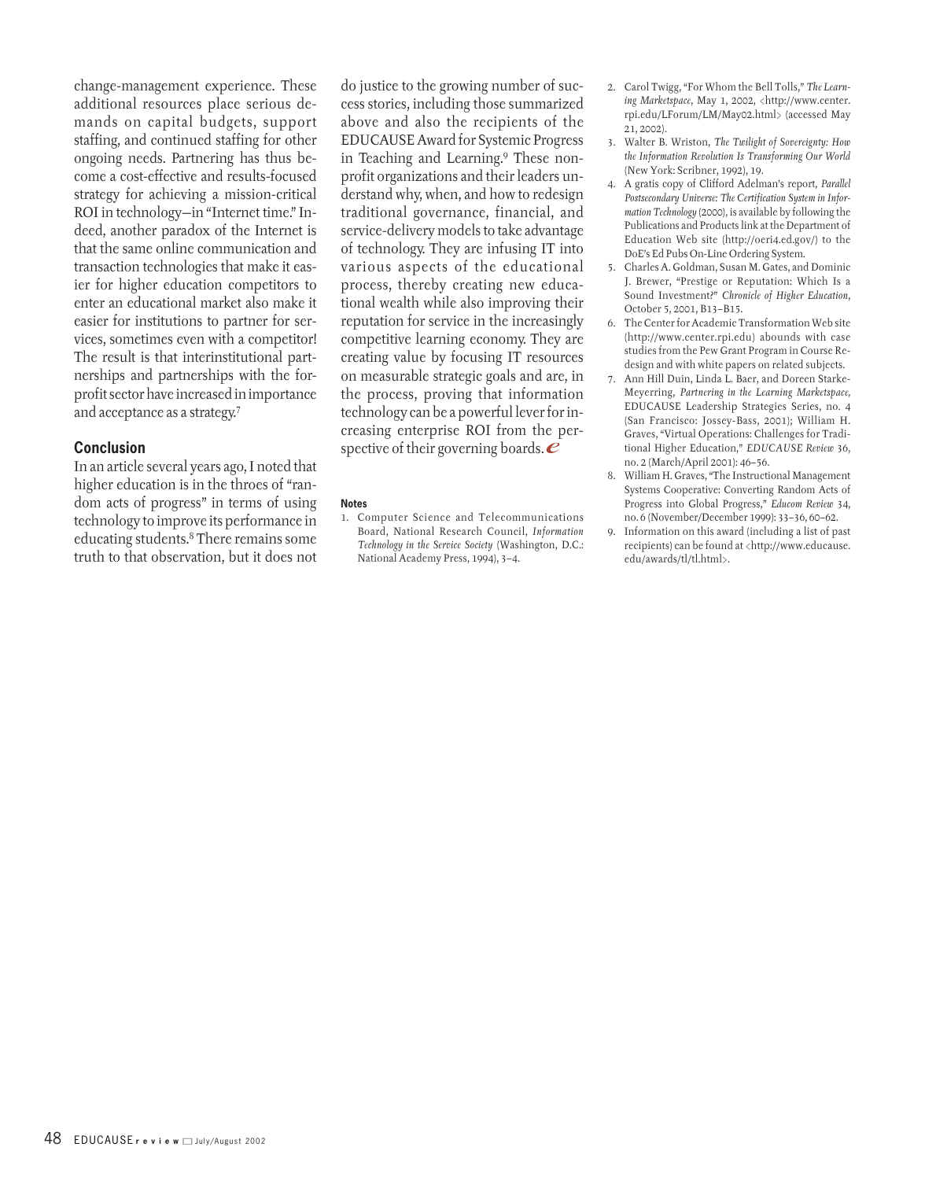change-management experience. These additional resources place serious demands on capital budgets, support staffing, and continued staffing for other ongoing needs. Partnering has thus become a cost-effective and results-focused strategy for achieving a mission-critical ROI in technology—in "Internet time." Indeed, another paradox of the Internet is that the same online communication and transaction technologies that make it easier for higher education competitors to enter an educational market also make it easier for institutions to partner for services, sometimes even with a competitor! The result is that interinstitutional partnerships and partnerships with the for-profit sector have increased in importance and acceptance as a strategy.[7]

## Conclusion

In an article several years ago, I noted that higher education is in the throes of "random acts of progress" in terms of using technology to improve its performance in educating students.[8] There remains some truth to that observation, but it does not do justice to the growing number of success stories, including those summarized above and also the recipients of the EDUCAUSE Award for Systemic Progress in Teaching and Learning.[9] These nonprofit organizations and their leaders understand why, when, and how to redesign traditional governance, financial, and service-delivery models to take advantage of technology. They are infusing IT into various aspects of the educational process, thereby creating new educational wealth while also improving their reputation for service in the increasingly competitive learning economy. They are creating value by focusing IT resources on measurable strategic goals and are, in the process, proving that information technology can be a powerful lever for increasing enterprise ROI from the perspective of their governing boards.

### Notes

1. Computer Science and Telecommunications Board, National Research Council, *Information Technology in the Service Society* (Washington, D.C.: National Academy Press, 1994), 3–4.
2. Carol Twigg, "For Whom the Bell Tolls," *The Learning Marketspace*, May 1, 2002, <http://www.center.rpi.edu/LForum/LM/May02.html> (accessed May 21, 2002).
3. Walter B. Wriston, *The Twilight of Sovereignty: How the Information Revolution Is Transforming Our World* (New York: Scribner, 1992), 19.
4. A gratis copy of Clifford Adelman's report, *Parallel Postsecondary Universe: The Certification System in Information Technology* (2000), is available by following the Publications and Products link at the Department of Education Web site (http://oeri4.ed.gov/) to the DoE's Ed Pubs On-Line Ordering System.
5. Charles A. Goldman, Susan M. Gates, and Dominic J. Brewer, "Prestige or Reputation: Which Is a Sound Investment?" *Chronicle of Higher Education*, October 5, 2001, B13–B15.
6. The Center for Academic Transformation Web site (http://www.center.rpi.edu) abounds with case studies from the Pew Grant Program in Course Redesign and with white papers on related subjects.
7. Ann Hill Duin, Linda L. Baer, and Doreen Starke-Meyerring, *Partnering in the Learning Marketspace,* EDUCAUSE Leadership Strategies Series, no. 4 (San Francisco: Jossey-Bass, 2001); William H. Graves, "Virtual Operations: Challenges for Traditional Higher Education," *EDUCAUSE Review* 36, no. 2 (March/April 2001): 46–56.
8. William H. Graves, "The Instructional Management Systems Cooperative: Converting Random Acts of Progress into Global Progress," *Educom Review* 34, no. 6 (November/December 1999): 33–36, 60–62.
9. Information on this award (including a list of past recipients) can be found at <http://www.educause.edu/awards/tl/tl.html>.